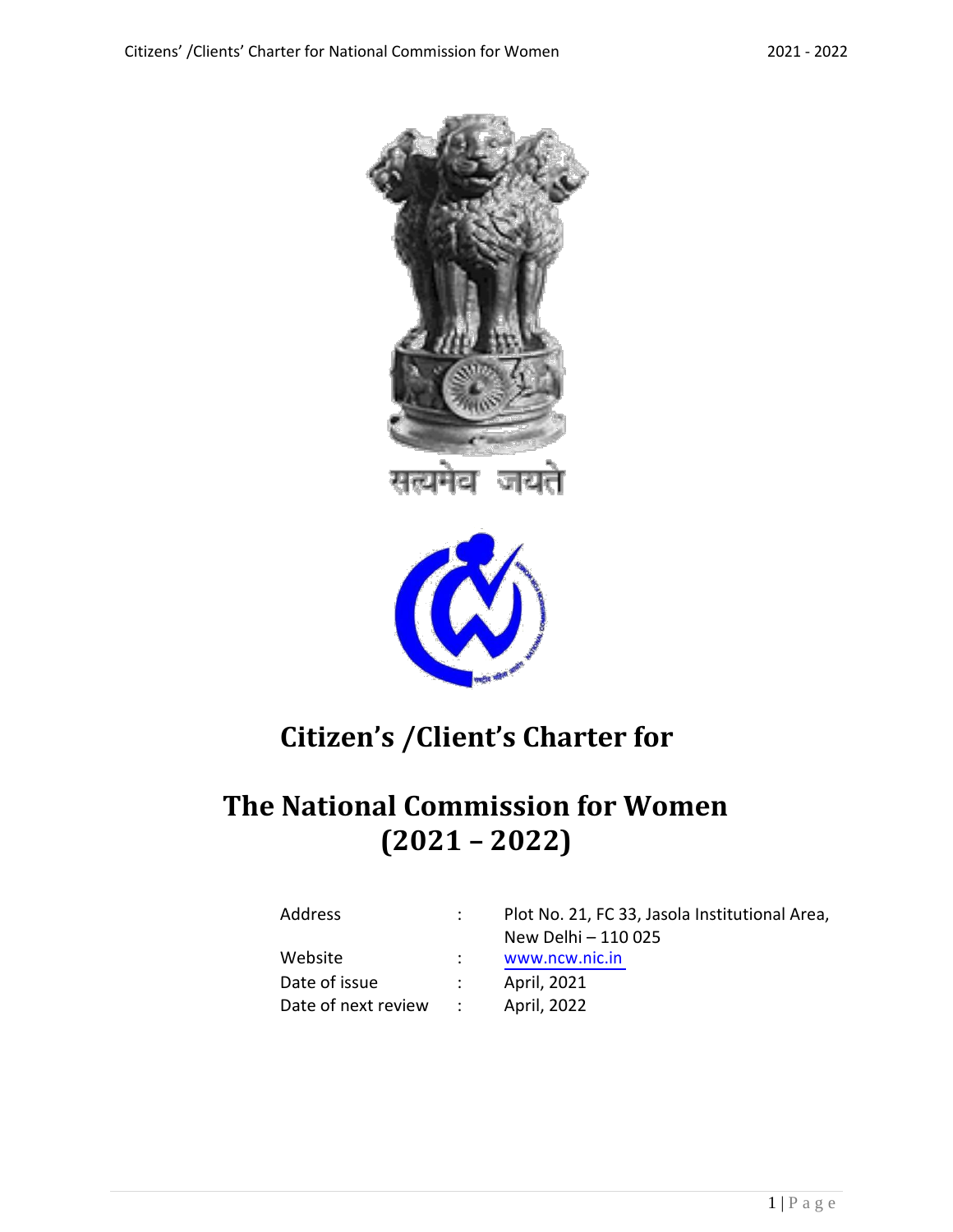सत्यमेव जयते

# Citizen's /Client's Charter for

# The National Commission for Women (2021 – 2022)

| | | |
|---|---|---|
| Address | : | Plot No. 21, FC 33, Jasola Institutional Area, New Delhi – 110 025 |
| Website | : | www.ncw.nic.in |
| Date of issue | : | April, 2021 |
| Date of next review | : | April, 2022 |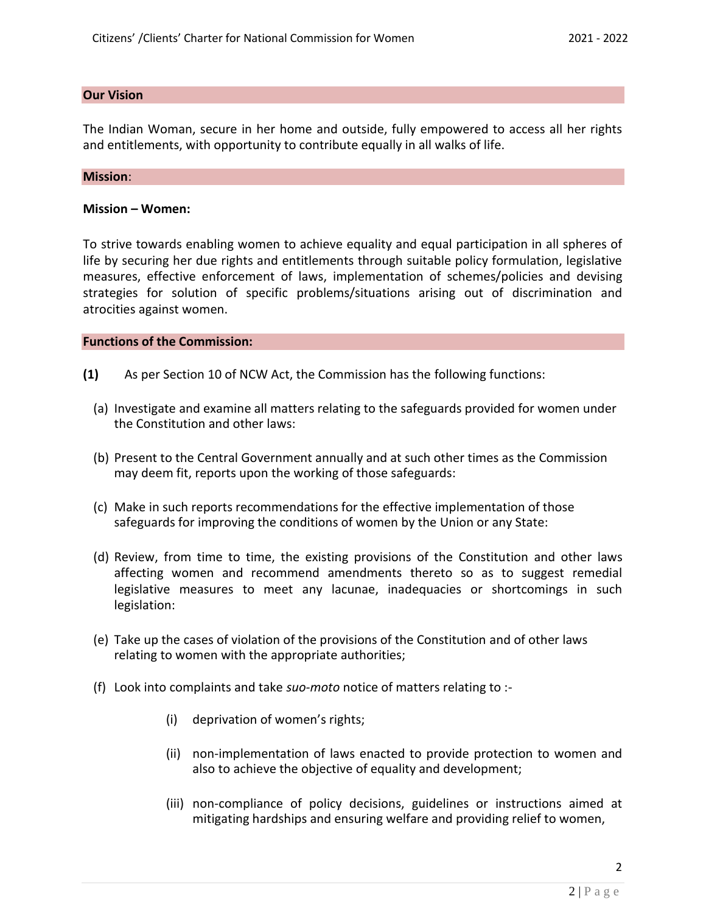## Our Vision

The Indian Woman, secure in her home and outside, fully empowered to access all her rights and entitlements, with opportunity to contribute equally in all walks of life.

## Mission:

### Mission – Women:

To strive towards enabling women to achieve equality and equal participation in all spheres of life by securing her due rights and entitlements through suitable policy formulation, legislative measures, effective enforcement of laws, implementation of schemes/policies and devising strategies for solution of specific problems/situations arising out of discrimination and atrocities against women.

## Functions of the Commission:

**(1)** As per Section 10 of NCW Act, the Commission has the following functions:

(a) Investigate and examine all matters relating to the safeguards provided for women under the Constitution and other laws:

(b) Present to the Central Government annually and at such other times as the Commission may deem fit, reports upon the working of those safeguards:

(c) Make in such reports recommendations for the effective implementation of those safeguards for improving the conditions of women by the Union or any State:

(d) Review, from time to time, the existing provisions of the Constitution and other laws affecting women and recommend amendments thereto so as to suggest remedial legislative measures to meet any lacunae, inadequacies or shortcomings in such legislation:

(e) Take up the cases of violation of the provisions of the Constitution and of other laws relating to women with the appropriate authorities;

(f) Look into complaints and take *suo-moto* notice of matters relating to :-

(i) deprivation of women's rights;

(ii) non-implementation of laws enacted to provide protection to women and also to achieve the objective of equality and development;

(iii) non-compliance of policy decisions, guidelines or instructions aimed at mitigating hardships and ensuring welfare and providing relief to women,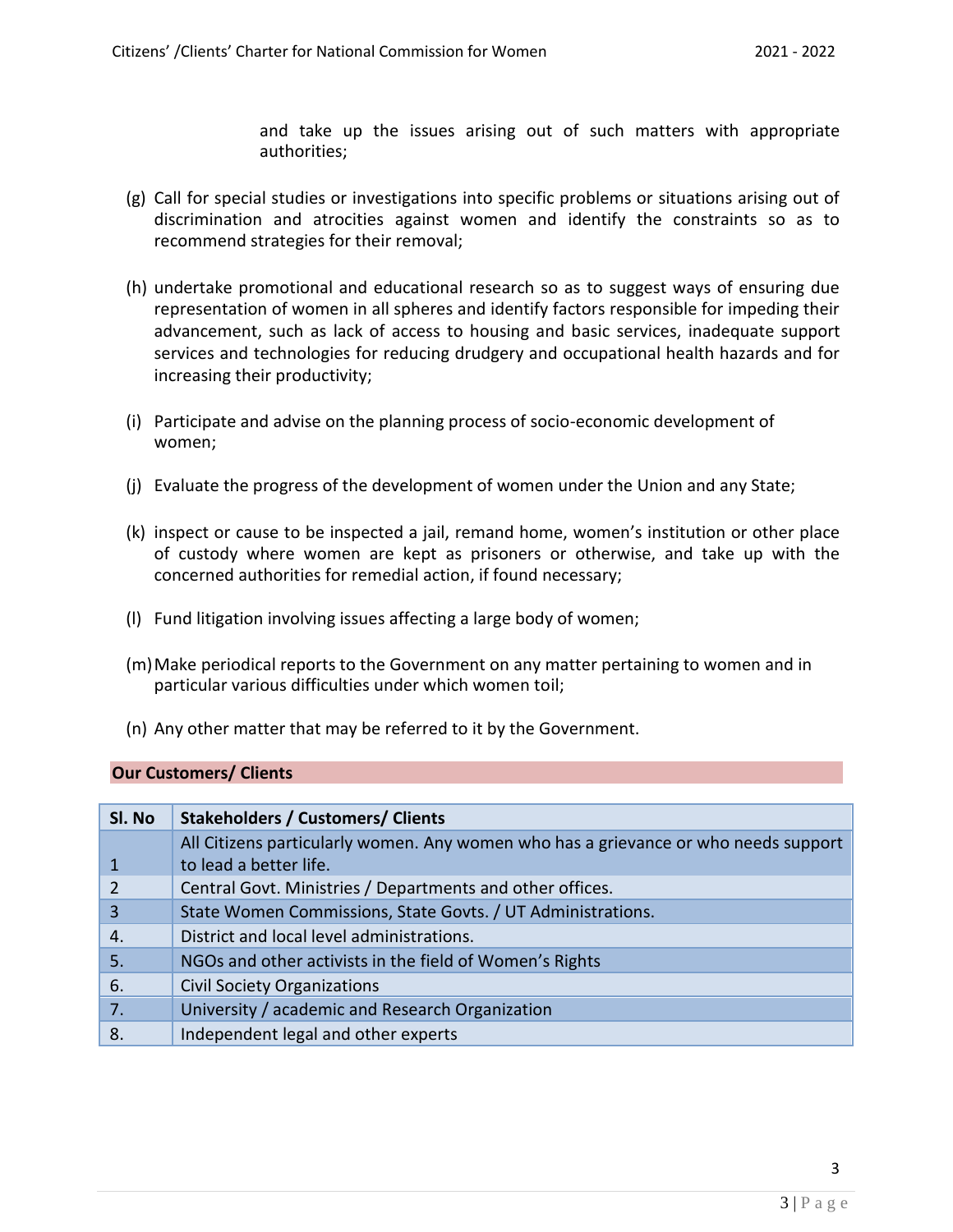and take up the issues arising out of such matters with appropriate authorities;

(g) Call for special studies or investigations into specific problems or situations arising out of discrimination and atrocities against women and identify the constraints so as to recommend strategies for their removal;

(h) undertake promotional and educational research so as to suggest ways of ensuring due representation of women in all spheres and identify factors responsible for impeding their advancement, such as lack of access to housing and basic services, inadequate support services and technologies for reducing drudgery and occupational health hazards and for increasing their productivity;

(i) Participate and advise on the planning process of socio-economic development of women;

(j) Evaluate the progress of the development of women under the Union and any State;

(k) inspect or cause to be inspected a jail, remand home, women's institution or other place of custody where women are kept as prisoners or otherwise, and take up with the concerned authorities for remedial action, if found necessary;

(l) Fund litigation involving issues affecting a large body of women;

(m) Make periodical reports to the Government on any matter pertaining to women and in particular various difficulties under which women toil;

(n) Any other matter that may be referred to it by the Government.

## Our Customers/ Clients

| Sl. No | Stakeholders / Customers/ Clients |
|---|---|
| 1 | All Citizens particularly women. Any women who has a grievance or who needs support to lead a better life. |
| 2 | Central Govt. Ministries / Departments and other offices. |
| 3 | State Women Commissions, State Govts. / UT Administrations. |
| 4. | District and local level administrations. |
| 5. | NGOs and other activists in the field of Women's Rights |
| 6. | Civil Society Organizations |
| 7. | University / academic and Research Organization |
| 8. | Independent legal and other experts |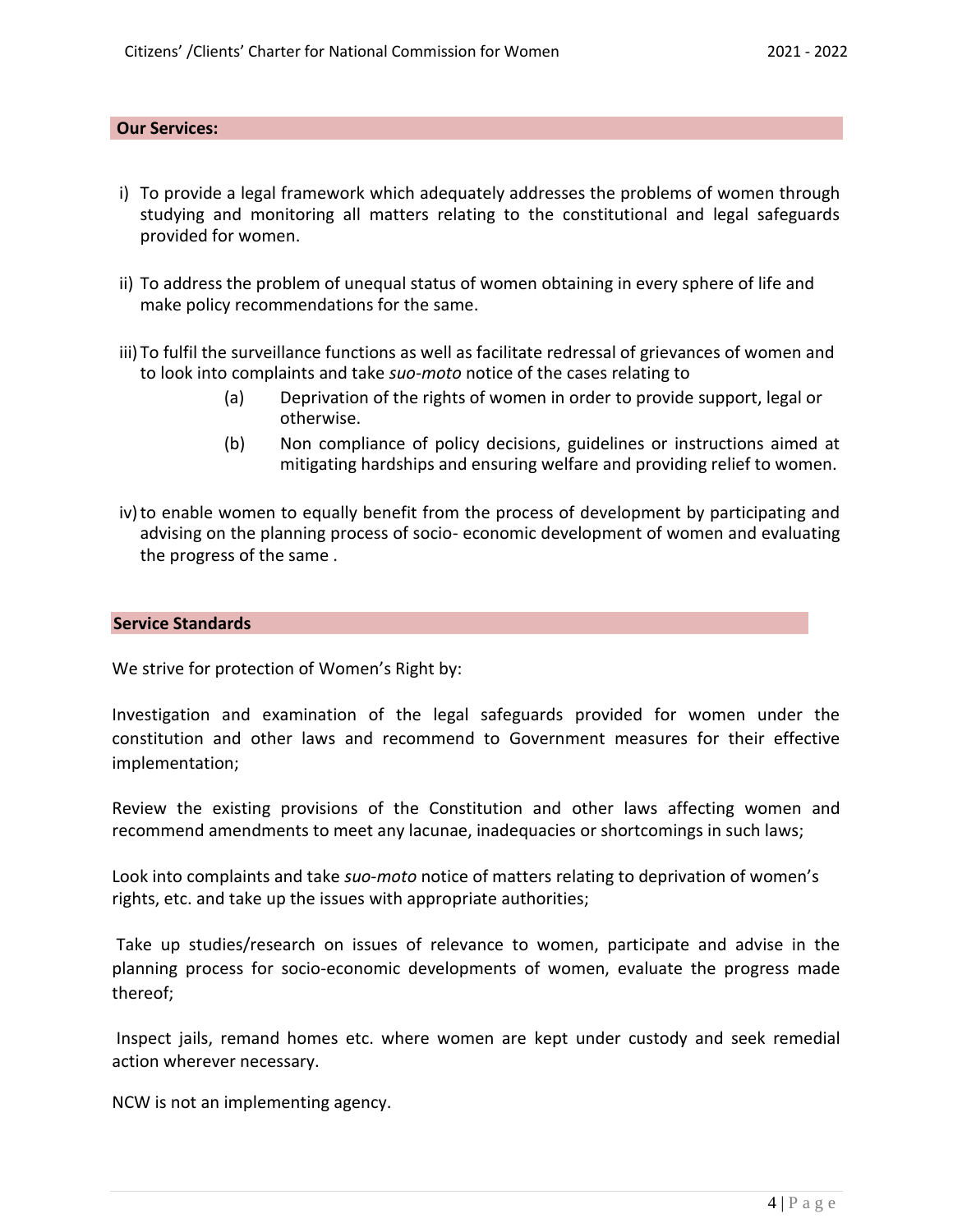## Our Services:

i) To provide a legal framework which adequately addresses the problems of women through studying and monitoring all matters relating to the constitutional and legal safeguards provided for women.

ii) To address the problem of unequal status of women obtaining in every sphere of life and make policy recommendations for the same.

iii) To fulfil the surveillance functions as well as facilitate redressal of grievances of women and to look into complaints and take *suo-moto* notice of the cases relating to
   - (a) Deprivation of the rights of women in order to provide support, legal or otherwise.
   - (b) Non compliance of policy decisions, guidelines or instructions aimed at mitigating hardships and ensuring welfare and providing relief to women.

iv) to enable women to equally benefit from the process of development by participating and advising on the planning process of socio- economic development of women and evaluating the progress of the same .

## Service Standards

We strive for protection of Women's Right by:

Investigation and examination of the legal safeguards provided for women under the constitution and other laws and recommend to Government measures for their effective implementation;

Review the existing provisions of the Constitution and other laws affecting women and recommend amendments to meet any lacunae, inadequacies or shortcomings in such laws;

Look into complaints and take *suo-moto* notice of matters relating to deprivation of women's rights, etc. and take up the issues with appropriate authorities;

Take up studies/research on issues of relevance to women, participate and advise in the planning process for socio-economic developments of women, evaluate the progress made thereof;

Inspect jails, remand homes etc. where women are kept under custody and seek remedial action wherever necessary.

NCW is not an implementing agency.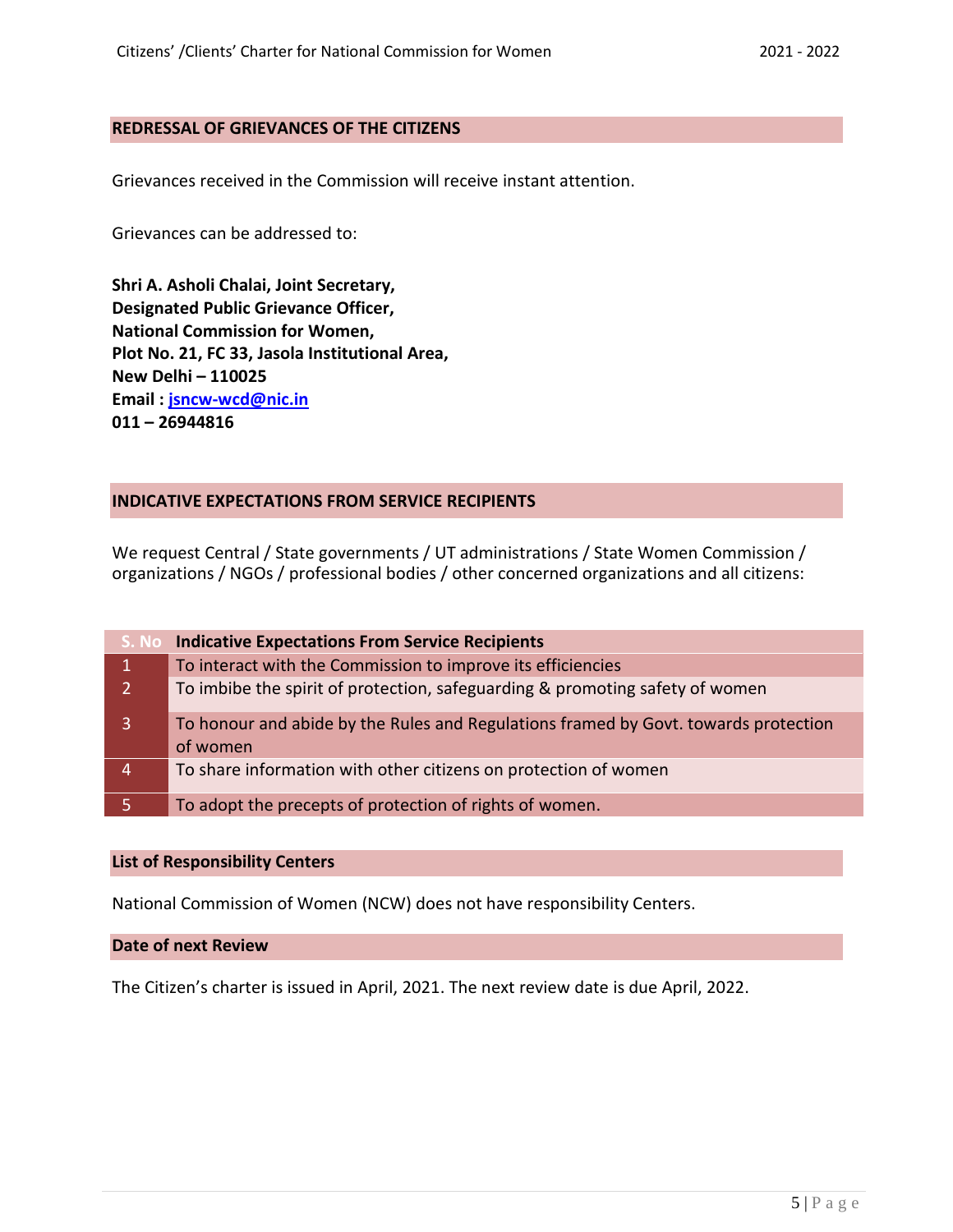## REDRESSAL OF GRIEVANCES OF THE CITIZENS

Grievances received in the Commission will receive instant attention.

Grievances can be addressed to:

**Shri A. Asholi Chalai, Joint Secretary,**
**Designated Public Grievance Officer,**
**National Commission for Women,**
**Plot No. 21, FC 33, Jasola Institutional Area,**
**New Delhi – 110025**
**Email : jsncw-wcd@nic.in**
**011 – 26944816**

## INDICATIVE EXPECTATIONS FROM SERVICE RECIPIENTS

We request Central / State governments / UT administrations / State Women Commission / organizations / NGOs / professional bodies / other concerned organizations and all citizens:

| S. No | Indicative Expectations From Service Recipients |
|---|---|
| 1 | To interact with the Commission to improve its efficiencies |
| 2 | To imbibe the spirit of protection, safeguarding & promoting safety of women |
| 3 | To honour and abide by the Rules and Regulations framed by Govt. towards protection of women |
| 4 | To share information with other citizens on protection of women |
| 5 | To adopt the precepts of protection of rights of women. |

## List of Responsibility Centers

National Commission of Women (NCW) does not have responsibility Centers.

## Date of next Review

The Citizen's charter is issued in April, 2021. The next review date is due April, 2022.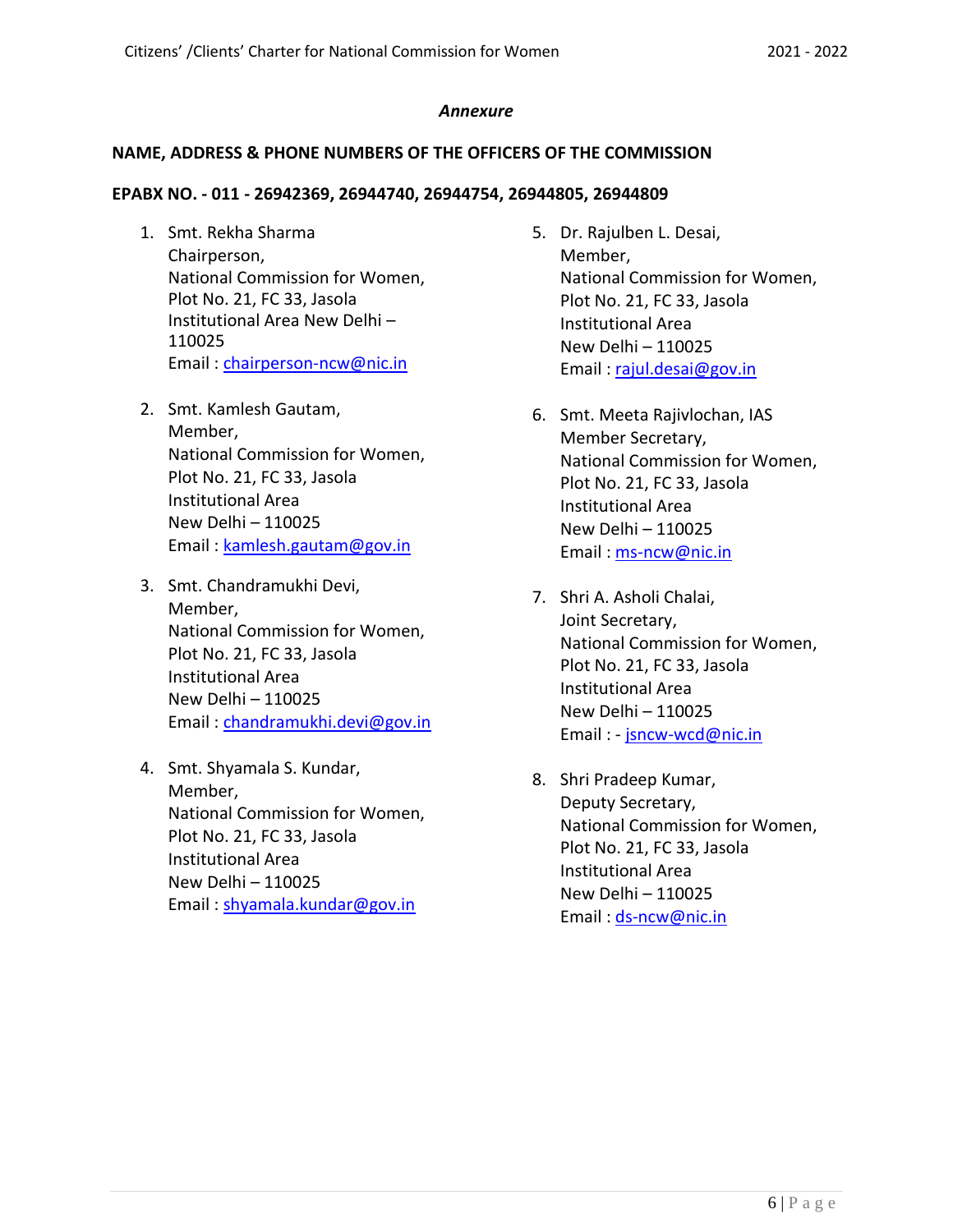*Annexure*

**NAME, ADDRESS & PHONE NUMBERS OF THE OFFICERS OF THE COMMISSION**

**EPABX NO. - 011 - 26942369, 26944740, 26944754, 26944805, 26944809**

1. Smt. Rekha Sharma
   Chairperson,
   National Commission for Women,
   Plot No. 21, FC 33, Jasola
   Institutional Area New Delhi – 110025
   Email : chairperson-ncw@nic.in

2. Smt. Kamlesh Gautam,
   Member,
   National Commission for Women,
   Plot No. 21, FC 33, Jasola
   Institutional Area
   New Delhi – 110025
   Email : kamlesh.gautam@gov.in

3. Smt. Chandramukhi Devi,
   Member,
   National Commission for Women,
   Plot No. 21, FC 33, Jasola
   Institutional Area
   New Delhi – 110025
   Email : chandramukhi.devi@gov.in

4. Smt. Shyamala S. Kundar,
   Member,
   National Commission for Women,
   Plot No. 21, FC 33, Jasola
   Institutional Area
   New Delhi – 110025
   Email : shyamala.kundar@gov.in

5. Dr. Rajulben L. Desai,
   Member,
   National Commission for Women,
   Plot No. 21, FC 33, Jasola
   Institutional Area
   New Delhi – 110025
   Email : rajul.desai@gov.in

6. Smt. Meeta Rajivlochan, IAS
   Member Secretary,
   National Commission for Women,
   Plot No. 21, FC 33, Jasola
   Institutional Area
   New Delhi – 110025
   Email : ms-ncw@nic.in

7. Shri A. Asholi Chalai,
   Joint Secretary,
   National Commission for Women,
   Plot No. 21, FC 33, Jasola
   Institutional Area
   New Delhi – 110025
   Email : - jsncw-wcd@nic.in

8. Shri Pradeep Kumar,
   Deputy Secretary,
   National Commission for Women,
   Plot No. 21, FC 33, Jasola
   Institutional Area
   New Delhi – 110025
   Email : ds-ncw@nic.in